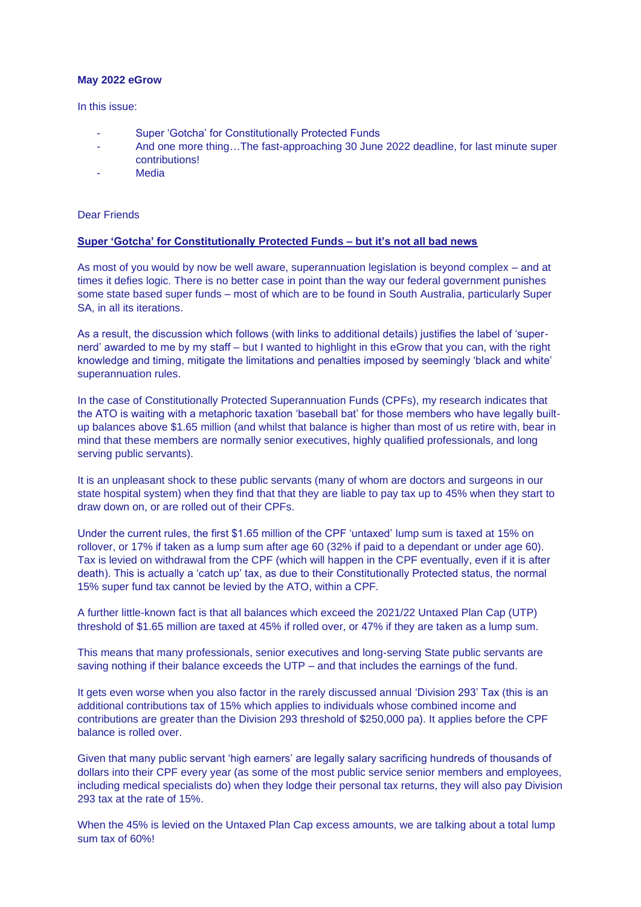**May 2022 eGrow**

In this issue:

- Super 'Gotcha' for Constitutionally Protected Funds
- And one more thing…The fast-approaching 30 June 2022 deadline, for last minute super contributions!
- Media

Dear Friends

**Super 'Gotcha' for Constitutionally Protected Funds – but it's not all bad news**

As most of you would by now be well aware, superannuation legislation is beyond complex – and at times it defies logic. There is no better case in point than the way our federal government punishes some state based super funds – most of which are to be found in South Australia, particularly Super SA, in all its iterations.

As a result, the discussion which follows (with links to additional details) justifies the label of 'super-nerd' awarded to me by my staff – but I wanted to highlight in this eGrow that you can, with the right knowledge and timing, mitigate the limitations and penalties imposed by seemingly 'black and white' superannuation rules.

In the case of Constitutionally Protected Superannuation Funds (CPFs), my research indicates that the ATO is waiting with a metaphoric taxation 'baseball bat' for those members who have legally built-up balances above $1.65 million (and whilst that balance is higher than most of us retire with, bear in mind that these members are normally senior executives, highly qualified professionals, and long serving public servants).

It is an unpleasant shock to these public servants (many of whom are doctors and surgeons in our state hospital system) when they find that that they are liable to pay tax up to 45% when they start to draw down on, or are rolled out of their CPFs.

Under the current rules, the first $1.65 million of the CPF 'untaxed' lump sum is taxed at 15% on rollover, or 17% if taken as a lump sum after age 60 (32% if paid to a dependant or under age 60). Tax is levied on withdrawal from the CPF (which will happen in the CPF eventually, even if it is after death). This is actually a 'catch up' tax, as due to their Constitutionally Protected status, the normal 15% super fund tax cannot be levied by the ATO, within a CPF.

A further little-known fact is that all balances which exceed the 2021/22 Untaxed Plan Cap (UTP) threshold of $1.65 million are taxed at 45% if rolled over, or 47% if they are taken as a lump sum.

This means that many professionals, senior executives and long-serving State public servants are saving nothing if their balance exceeds the UTP – and that includes the earnings of the fund.

It gets even worse when you also factor in the rarely discussed annual 'Division 293' Tax (this is an additional contributions tax of 15% which applies to individuals whose combined income and contributions are greater than the Division 293 threshold of $250,000 pa). It applies before the CPF balance is rolled over.

Given that many public servant 'high earners' are legally salary sacrificing hundreds of thousands of dollars into their CPF every year (as some of the most public service senior members and employees, including medical specialists do) when they lodge their personal tax returns, they will also pay Division 293 tax at the rate of 15%.

When the 45% is levied on the Untaxed Plan Cap excess amounts, we are talking about a total lump sum tax of 60%!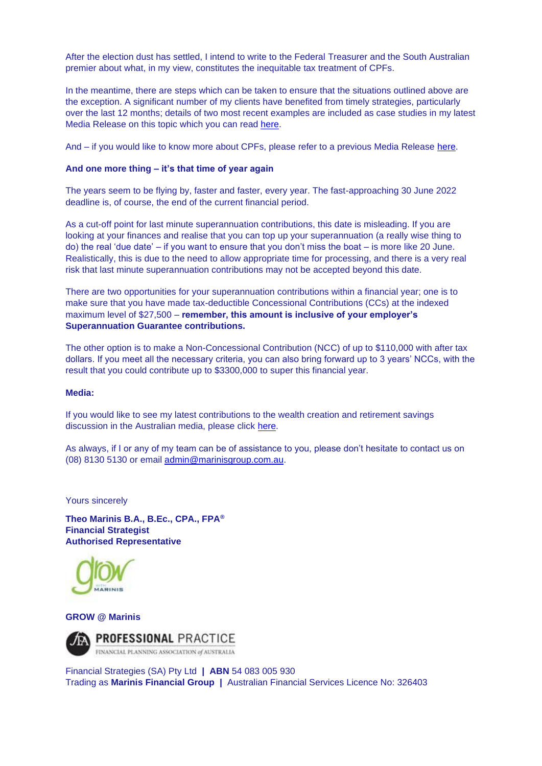After the election dust has settled, I intend to write to the Federal Treasurer and the South Australian premier about what, in my view, constitutes the inequitable tax treatment of CPFs.

In the meantime, there are steps which can be taken to ensure that the situations outlined above are the exception. A significant number of my clients have benefited from timely strategies, particularly over the last 12 months; details of two most recent examples are included as case studies in my latest Media Release on this topic which you can read here.

And – if you would like to know more about CPFs, please refer to a previous Media Release here.

**And one more thing – it's that time of year again**

The years seem to be flying by, faster and faster, every year. The fast-approaching 30 June 2022 deadline is, of course, the end of the current financial period.

As a cut-off point for last minute superannuation contributions, this date is misleading. If you are looking at your finances and realise that you can top up your superannuation (a really wise thing to do) the real 'due date' – if you want to ensure that you don't miss the boat – is more like 20 June. Realistically, this is due to the need to allow appropriate time for processing, and there is a very real risk that last minute superannuation contributions may not be accepted beyond this date.

There are two opportunities for your superannuation contributions within a financial year; one is to make sure that you have made tax-deductible Concessional Contributions (CCs) at the indexed maximum level of $27,500 – **remember, this amount is inclusive of your employer's Superannuation Guarantee contributions.**

The other option is to make a Non-Concessional Contribution (NCC) of up to $110,000 with after tax dollars. If you meet all the necessary criteria, you can also bring forward up to 3 years' NCCs, with the result that you could contribute up to $3300,000 to super this financial year.

**Media:**

If you would like to see my latest contributions to the wealth creation and retirement savings discussion in the Australian media, please click here.

As always, if I or any of my team can be of assistance to you, please don't hesitate to contact us on (08) 8130 5130 or email admin@marinisgroup.com.au.

Yours sincerely

**Theo Marinis B.A., B.Ec., CPA., FPA®**
**Financial Strategist**
**Authorised Representative**

**GROW @ Marinis**

Financial Strategies (SA) Pty Ltd | **ABN** 54 083 005 930
Trading as **Marinis Financial Group** | Australian Financial Services Licence No: 326403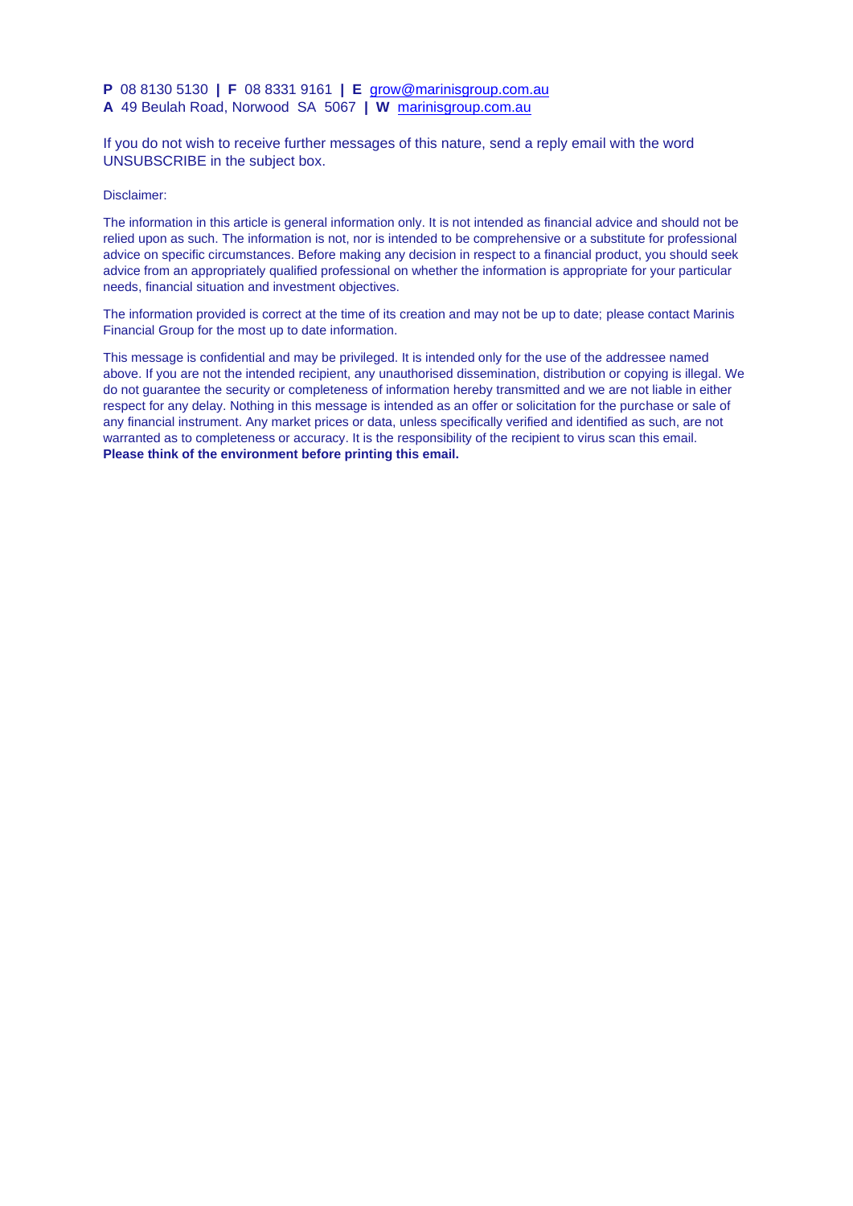**P** 08 8130 5130 **|** **F** 08 8331 9161 **|** **E** grow@marinisgroup.com.au
**A** 49 Beulah Road, Norwood SA 5067 **|** **W** marinisgroup.com.au

If you do not wish to receive further messages of this nature, send a reply email with the word UNSUBSCRIBE in the subject box.

Disclaimer:

The information in this article is general information only. It is not intended as financial advice and should not be relied upon as such. The information is not, nor is intended to be comprehensive or a substitute for professional advice on specific circumstances. Before making any decision in respect to a financial product, you should seek advice from an appropriately qualified professional on whether the information is appropriate for your particular needs, financial situation and investment objectives.

The information provided is correct at the time of its creation and may not be up to date; please contact Marinis Financial Group for the most up to date information.

This message is confidential and may be privileged. It is intended only for the use of the addressee named above. If you are not the intended recipient, any unauthorised dissemination, distribution or copying is illegal. We do not guarantee the security or completeness of information hereby transmitted and we are not liable in either respect for any delay. Nothing in this message is intended as an offer or solicitation for the purchase or sale of any financial instrument. Any market prices or data, unless specifically verified and identified as such, are not warranted as to completeness or accuracy. It is the responsibility of the recipient to virus scan this email.
**Please think of the environment before printing this email.**